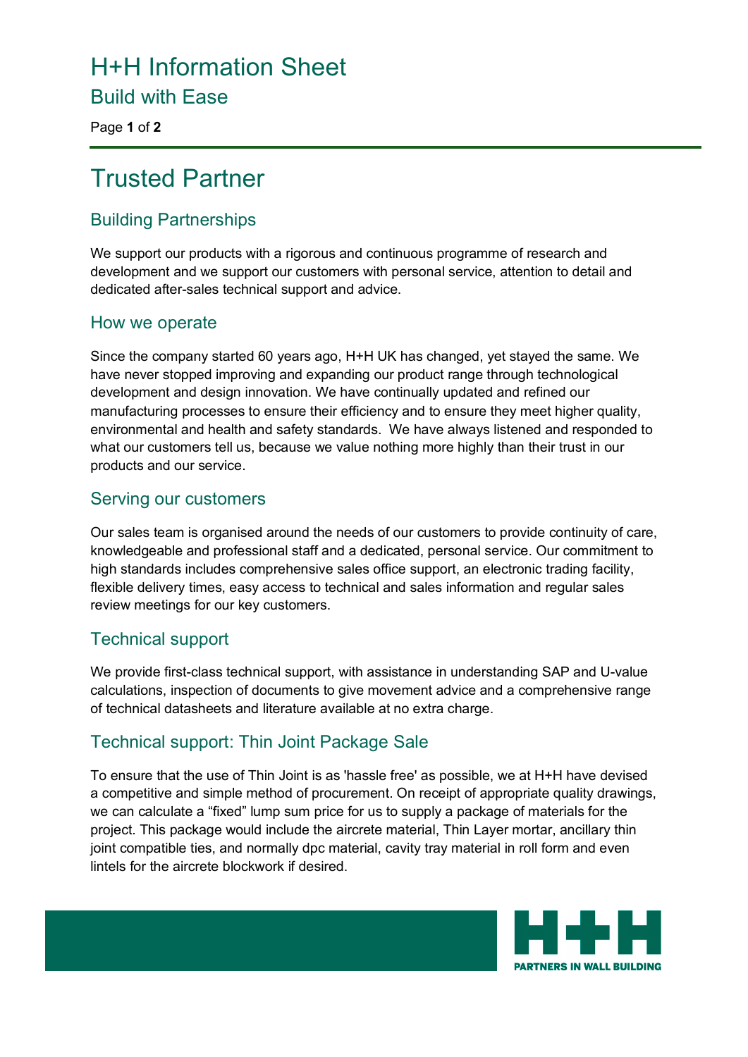# H+H Information Sheet

## Build with Ease

# Trusted Partner

## Building Partnerships

We support our products with a rigorous and continuous programme of research and development and we support our customers with personal service, attention to detail and dedicated after-sales technical support and advice.

## How we operate

Since the company started 60 years ago, H+H UK has changed, yet stayed the same. We have never stopped improving and expanding our product range through technological development and design innovation. We have continually updated and refined our manufacturing processes to ensure their efficiency and to ensure they meet higher quality, environmental and health and safety standards. We have always listened and responded to what our customers tell us, because we value nothing more highly than their trust in our products and our service.

## Serving our customers

Our sales team is organised around the needs of our customers to provide continuity of care, knowledgeable and professional staff and a dedicated, personal service. Our commitment to high standards includes comprehensive sales office support, an electronic trading facility, flexible delivery times, easy access to technical and sales information and regular sales review meetings for our key customers.

## Technical support

We provide first-class technical support, with assistance in understanding SAP and U-value calculations, inspection of documents to give movement advice and a comprehensive range of technical datasheets and literature available at no extra charge.

## Technical support: Thin Joint Package Sale

To ensure that the use of Thin Joint is as 'hassle free' as possible, we at H+H have devised a competitive and simple method of procurement. On receipt of appropriate quality drawings, we can calculate a “fixed” lump sum price for us to supply a package of materials for the project. This package would include the aircrete material, Thin Layer mortar, ancillary thin joint compatible ties, and normally dpc material, cavity tray material in roll form and even lintels for the aircrete blockwork if desired.

H+H
PARTNERS IN WALL BUILDING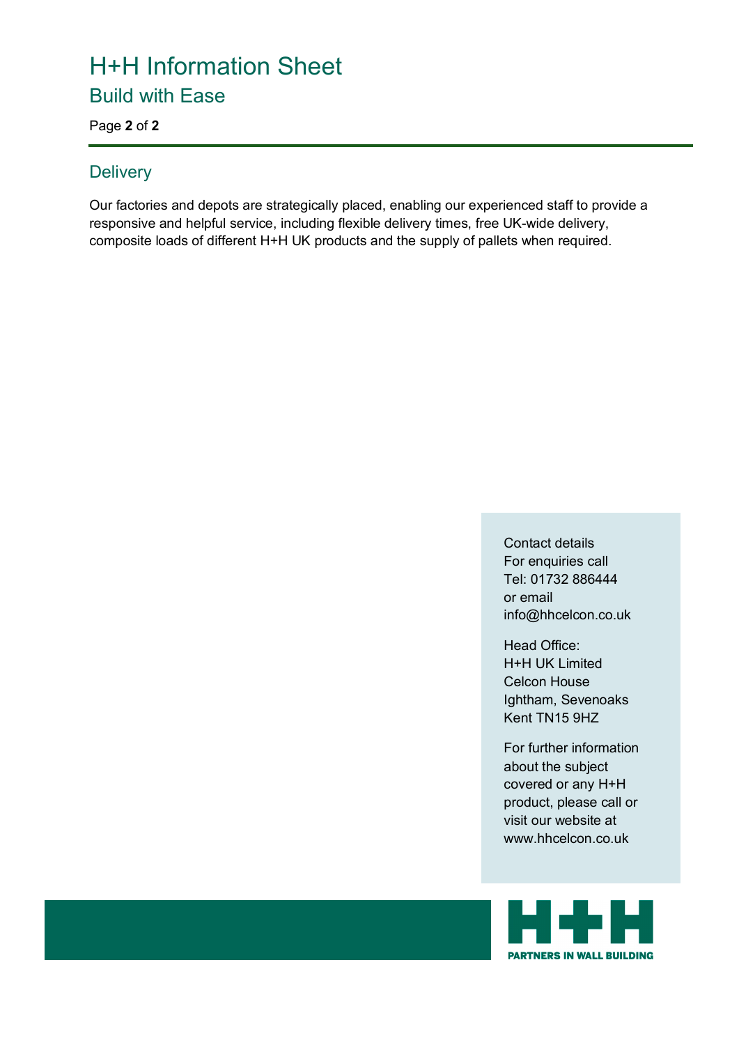## Delivery

Our factories and depots are strategically placed, enabling our experienced staff to provide a responsive and helpful service, including flexible delivery times, free UK-wide delivery, composite loads of different H+H UK products and the supply of pallets when required.

Contact details
For enquiries call
Tel: 01732 886444
or email
info@hhcelcon.co.uk

Head Office:
H+H UK Limited
Celcon House
Ightham, Sevenoaks
Kent TN15 9HZ

For further information about the subject covered or any H+H product, please call or visit our website at www.hhcelcon.co.uk

H+H
PARTNERS IN WALL BUILDING